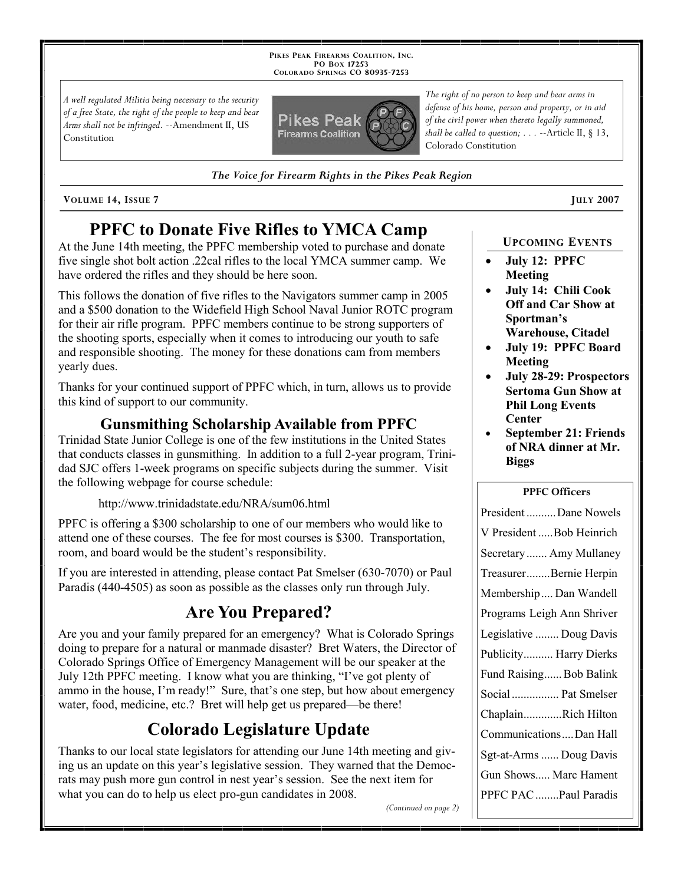PIKES PEAK FIREARMS COALITION, INC.
PO BOX 17253
COLORADO SPRINGS CO 80935-7253

*A well regulated Militia being necessary to the security of a free State, the right of the people to keep and bear Arms shall not be infringed.* --Amendment II, US Constitution

*The right of no person to keep and bear arms in defense of his home, person and property, or in aid of the civil power when thereto legally summoned, shall be called to question; . . .* --Article II, § 13, Colorado Constitution

***The Voice for Firearm Rights in the Pikes Peak Region***

**VOLUME 14, ISSUE 7** — **JULY 2007**

# PPFC to Donate Five Rifles to YMCA Camp

At the June 14th meeting, the PPFC membership voted to purchase and donate five single shot bolt action .22cal rifles to the local YMCA summer camp. We have ordered the rifles and they should be here soon.

This follows the donation of five rifles to the Navigators summer camp in 2005 and a $500 donation to the Widefield High School Naval Junior ROTC program for their air rifle program. PPFC members continue to be strong supporters of the shooting sports, especially when it comes to introducing our youth to safe and responsible shooting. The money for these donations cam from members yearly dues.

Thanks for your continued support of PPFC which, in turn, allows us to provide this kind of support to our community.

## Gunsmithing Scholarship Available from PPFC

Trinidad State Junior College is one of the few institutions in the United States that conducts classes in gunsmithing. In addition to a full 2-year program, Trinidad SJC offers 1-week programs on specific subjects during the summer. Visit the following webpage for course schedule:

http://www.trinidadstate.edu/NRA/sum06.html

PPFC is offering a $300 scholarship to one of our members who would like to attend one of these courses. The fee for most courses is $300. Transportation, room, and board would be the student's responsibility.

If you are interested in attending, please contact Pat Smelser (630-7070) or Paul Paradis (440-4505) as soon as possible as the classes only run through July.

# Are You Prepared?

Are you and your family prepared for an emergency? What is Colorado Springs doing to prepare for a natural or manmade disaster? Bret Waters, the Director of Colorado Springs Office of Emergency Management will be our speaker at the July 12th PPFC meeting. I know what you are thinking, "I've got plenty of ammo in the house, I'm ready!" Sure, that's one step, but how about emergency water, food, medicine, etc.? Bret will help get us prepared—be there!

# Colorado Legislature Update

Thanks to our local state legislators for attending our June 14th meeting and giving us an update on this year's legislative session. They warned that the Democrats may push more gun control in nest year's session. See the next item for what you can do to help us elect pro-gun candidates in 2008.

*(Continued on page 2)*

### UPCOMING EVENTS

- **July 12: PPFC Meeting**
- **July 14: Chili Cook Off and Car Show at Sportman's Warehouse, Citadel**
- **July 19: PPFC Board Meeting**
- **July 28-29: Prospectors Sertoma Gun Show at Phil Long Events Center**
- **September 21: Friends of NRA dinner at Mr. Biggs**

### PPFC Officers

| Office | Name |
|---|---|
| President | Dane Nowels |
| V President | Bob Heinrich |
| Secretary | Amy Mullaney |
| Treasurer | Bernie Herpin |
| Membership | Dan Wandell |
| Programs | Leigh Ann Shriver |
| Legislative | Doug Davis |
| Publicity | Harry Dierks |
| Fund Raising | Bob Balink |
| Social | Pat Smelser |
| Chaplain | Rich Hilton |
| Communications | Dan Hall |
| Sgt-at-Arms | Doug Davis |
| Gun Shows | Marc Hament |
| PPFC PAC | Paul Paradis |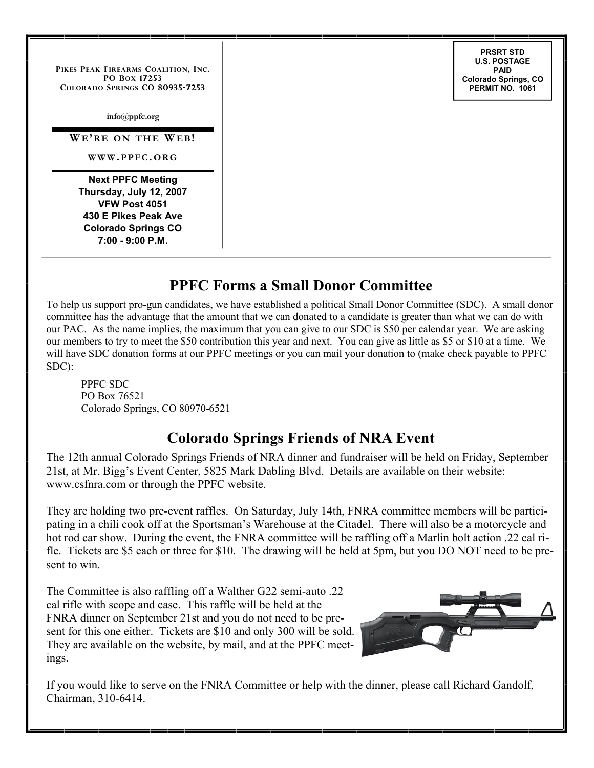PIKES PEAK FIREARMS COALITION, INC.
PO BOX 17253
COLORADO SPRINGS CO 80935-7253

info@ppfc.org

**WE'RE ON THE WEB!**

**WWW.PPFC.ORG**

**Next PPFC Meeting**
**Thursday, July 12, 2007**
**VFW Post 4051**
**430 E Pikes Peak Ave**
**Colorado Springs CO**
**7:00 - 9:00 P.M.**

PRSRT STD
U.S. POSTAGE
PAID
Colorado Springs, CO
PERMIT NO. 1061

## PPFC Forms a Small Donor Committee

To help us support pro-gun candidates, we have established a political Small Donor Committee (SDC). A small donor committee has the advantage that the amount that we can donated to a candidate is greater than what we can do with our PAC. As the name implies, the maximum that you can give to our SDC is $50 per calendar year. We are asking our members to try to meet the $50 contribution this year and next. You can give as little as $5 or $10 at a time. We will have SDC donation forms at our PPFC meetings or you can mail your donation to (make check payable to PPFC SDC):

PPFC SDC
PO Box 76521
Colorado Springs, CO 80970-6521

## Colorado Springs Friends of NRA Event

The 12th annual Colorado Springs Friends of NRA dinner and fundraiser will be held on Friday, September 21st, at Mr. Bigg's Event Center, 5825 Mark Dabling Blvd. Details are available on their website: www.csfnra.com or through the PPFC website.

They are holding two pre-event raffles. On Saturday, July 14th, FNRA committee members will be participating in a chili cook off at the Sportsman's Warehouse at the Citadel. There will also be a motorcycle and hot rod car show. During the event, the FNRA committee will be raffling off a Marlin bolt action .22 cal rifle. Tickets are $5 each or three for $10. The drawing will be held at 5pm, but you DO NOT need to be present to win.

The Committee is also raffling off a Walther G22 semi-auto .22 cal rifle with scope and case. This raffle will be held at the FNRA dinner on September 21st and you do not need to be present for this one either. Tickets are $10 and only 300 will be sold. They are available on the website, by mail, and at the PPFC meetings.

If you would like to serve on the FNRA Committee or help with the dinner, please call Richard Gandolf, Chairman, 310-6414.